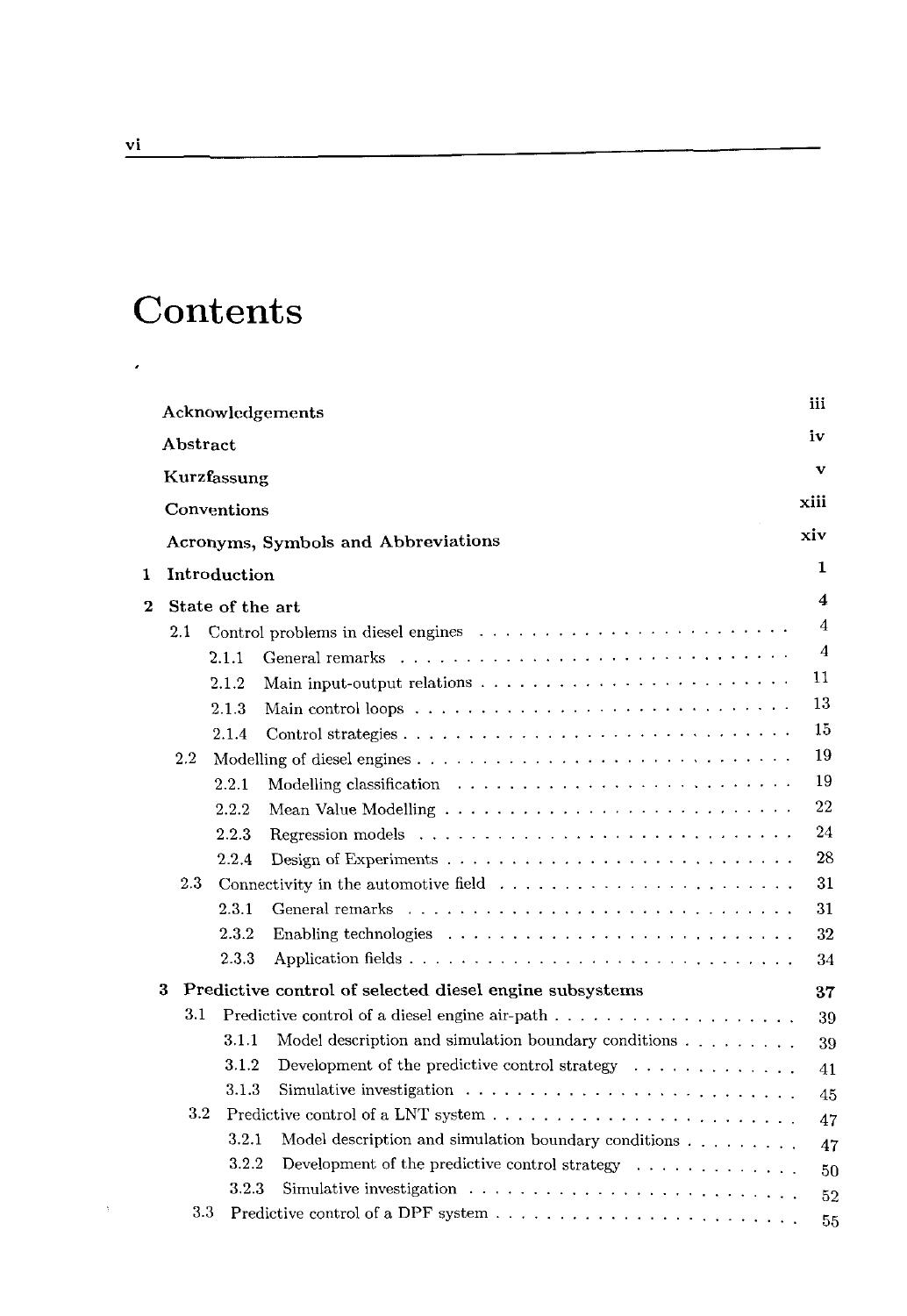# Contents

Acknowledgements iii

Abstract iv

Kurzfassung v

Conventions xiii

Acronyms, Symbols and Abbreviations xiv

1 Introduction 1

2 State of the art 4

- 2.1 Control problems in diesel engines 4
  - 2.1.1 General remarks 4
  - 2.1.2 Main input-output relations 11
  - 2.1.3 Main control loops 13
  - 2.1.4 Control strategies 15
- 2.2 Modelling of diesel engines 19
  - 2.2.1 Modelling classification 19
  - 2.2.2 Mean Value Modelling 22
  - 2.2.3 Regression models 24
  - 2.2.4 Design of Experiments 28
- 2.3 Connectivity in the automotive field 31
  - 2.3.1 General remarks 31
  - 2.3.2 Enabling technologies 32
  - 2.3.3 Application fields 34

3 Predictive control of selected diesel engine subsystems 37

- 3.1 Predictive control of a diesel engine air-path 39
  - 3.1.1 Model description and simulation boundary conditions 39
  - 3.1.2 Development of the predictive control strategy 41
  - 3.1.3 Simulative investigation 45
- 3.2 Predictive control of a LNT system 47
  - 3.2.1 Model description and simulation boundary conditions 47
  - 3.2.2 Development of the predictive control strategy 50
  - 3.2.3 Simulative investigation 52
- 3.3 Predictive control of a DPF system 55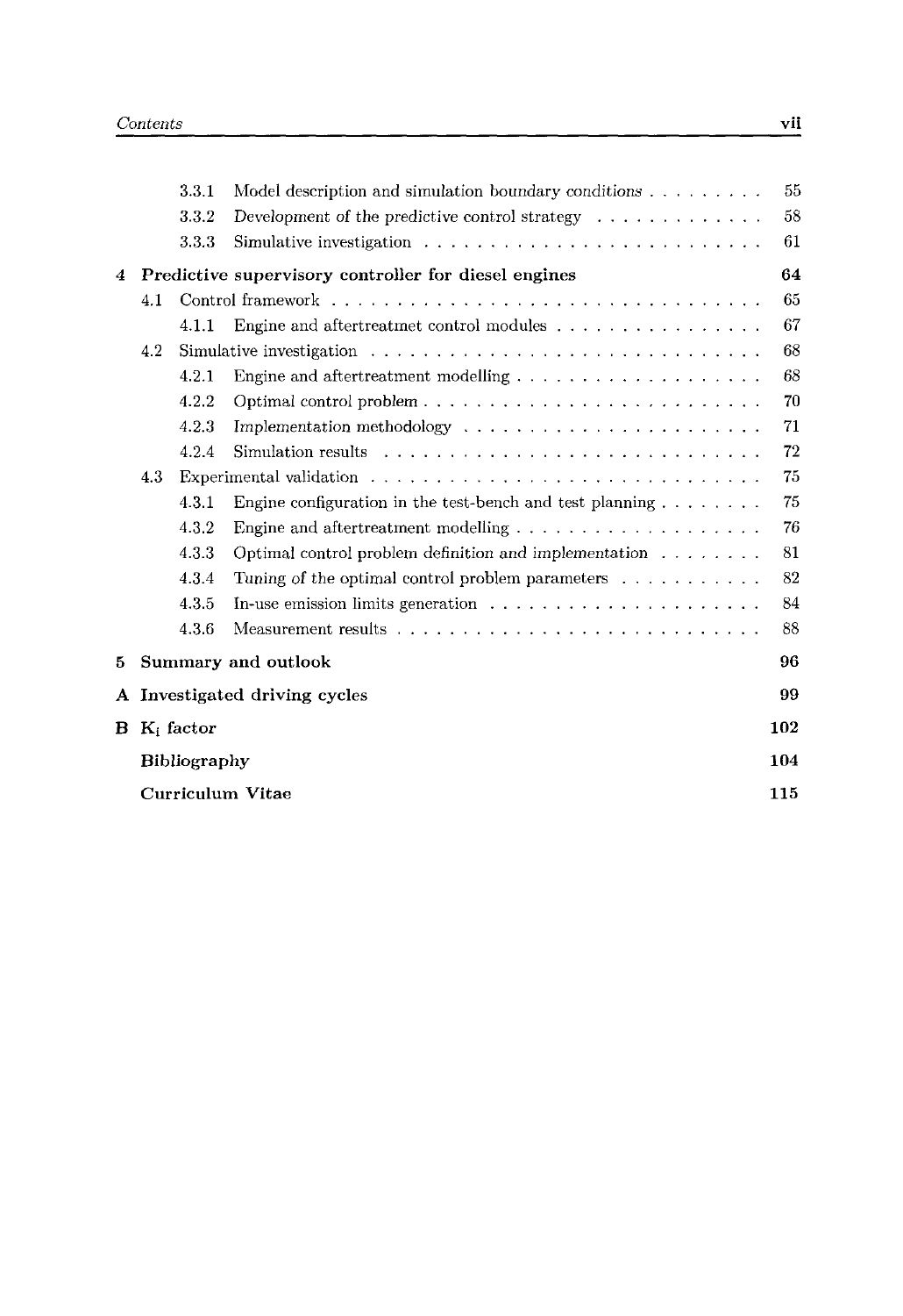| | | | |
|---|---|---|---|
| | 3.3.1 | Model description and simulation boundary conditions | 55 |
| | 3.3.2 | Development of the predictive control strategy | 58 |
| | 3.3.3 | Simulative investigation | 61 |
| **4** | **Predictive supervisory controller for diesel engines** | | **64** |
| | 4.1 | Control framework | 65 |
| | 4.1.1 | Engine and aftertreatmet control modules | 67 |
| | 4.2 | Simulative investigation | 68 |
| | 4.2.1 | Engine and aftertreatment modelling | 68 |
| | 4.2.2 | Optimal control problem | 70 |
| | 4.2.3 | Implementation methodology | 71 |
| | 4.2.4 | Simulation results | 72 |
| | 4.3 | Experimental validation | 75 |
| | 4.3.1 | Engine configuration in the test-bench and test planning | 75 |
| | 4.3.2 | Engine and aftertreatment modelling | 76 |
| | 4.3.3 | Optimal control problem definition and implementation | 81 |
| | 4.3.4 | Tuning of the optimal control problem parameters | 82 |
| | 4.3.5 | In-use emission limits generation | 84 |
| | 4.3.6 | Measurement results | 88 |
| **5** | **Summary and outlook** | | **96** |
| **A** | **Investigated driving cycles** | | **99** |
| **B** | **$K_i$ factor** | | **102** |
| | **Bibliography** | | **104** |
| | **Curriculum Vitae** | | **115** |